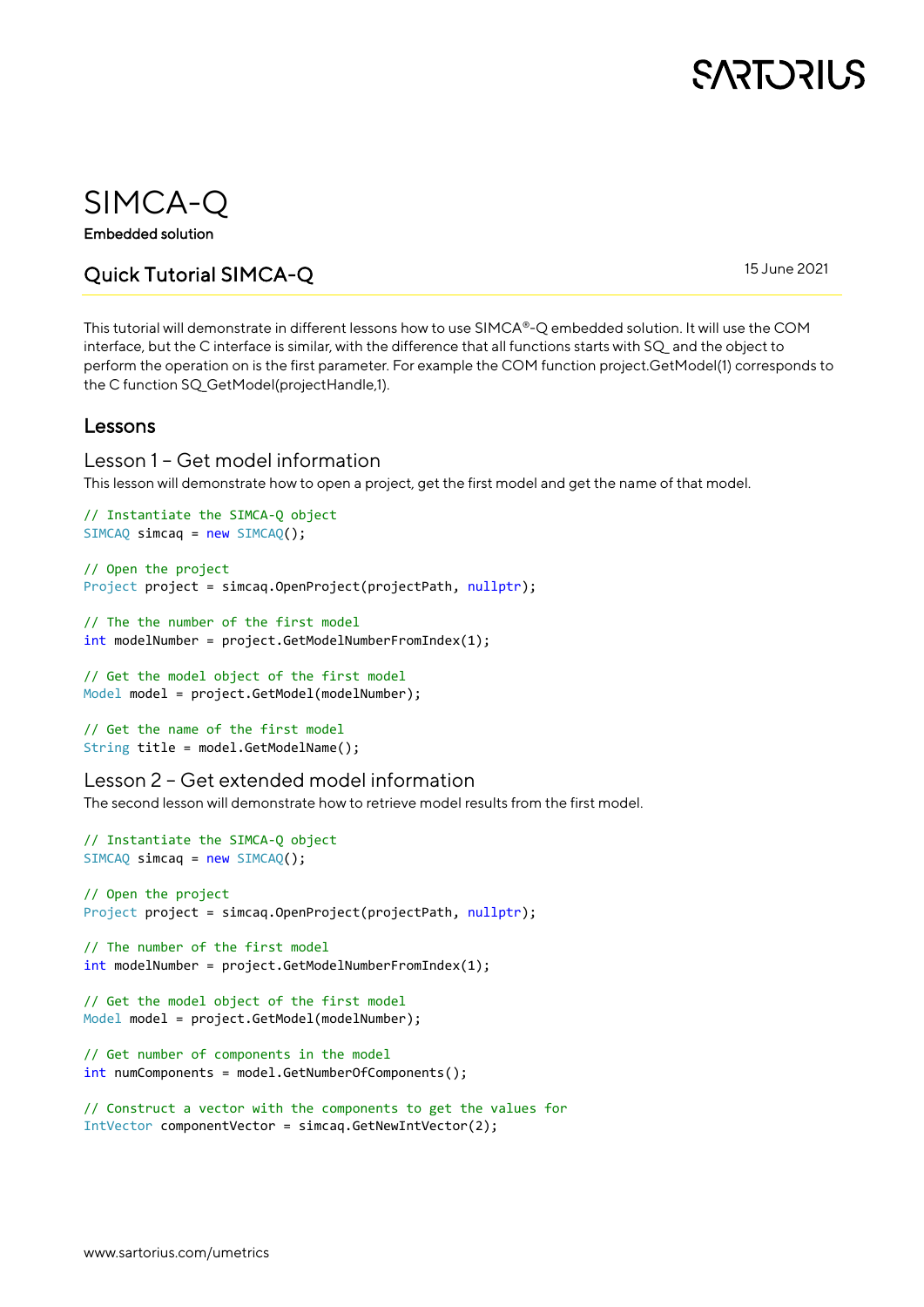# SIMCA-Q

**Embedded solution**

## Quick Tutorial SIMCA-Q

15 June 2021

This tutorial will demonstrate in different lessons how to use SIMCA®-Q embedded solution. It will use the COM interface, but the C interface is similar, with the difference that all functions starts with SQ_ and the object to perform the operation on is the first parameter. For example the COM function project.GetModel(1) corresponds to the C function SQ_GetModel(projectHandle,1).

## Lessons

### Lesson 1 – Get model information

This lesson will demonstrate how to open a project, get the first model and get the name of that model.

```
// Instantiate the SIMCA-Q object
SIMCAQ simcaq = new SIMCAQ();

// Open the project
Project project = simcaq.OpenProject(projectPath, nullptr);

// The the number of the first model
int modelNumber = project.GetModelNumberFromIndex(1);

// Get the model object of the first model
Model model = project.GetModel(modelNumber);

// Get the name of the first model
String title = model.GetModelName();
```

### Lesson 2 – Get extended model information

The second lesson will demonstrate how to retrieve model results from the first model.

```
// Instantiate the SIMCA-Q object
SIMCAQ simcaq = new SIMCAQ();

// Open the project
Project project = simcaq.OpenProject(projectPath, nullptr);

// The number of the first model
int modelNumber = project.GetModelNumberFromIndex(1);

// Get the model object of the first model
Model model = project.GetModel(modelNumber);

// Get number of components in the model
int numComponents = model.GetNumberOfComponents();

// Construct a vector with the components to get the values for
IntVector componentVector = simcaq.GetNewIntVector(2);
```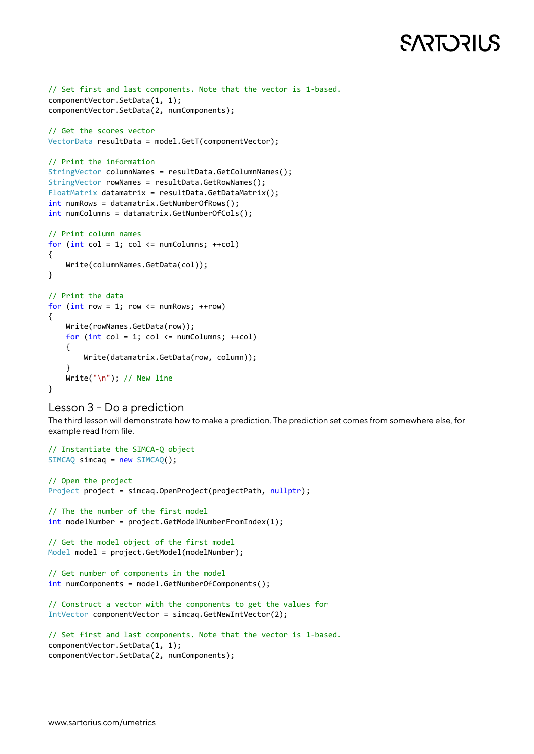```
// Set first and last components. Note that the vector is 1-based.
componentVector.SetData(1, 1);
componentVector.SetData(2, numComponents);

// Get the scores vector
VectorData resultData = model.GetT(componentVector);

// Print the information
StringVector columnNames = resultData.GetColumnNames();
StringVector rowNames = resultData.GetRowNames();
FloatMatrix datamatrix = resultData.GetDataMatrix();
int numRows = datamatrix.GetNumberOfRows();
int numColumns = datamatrix.GetNumberOfCols();

// Print column names
for (int col = 1; col <= numColumns; ++col)
{
    Write(columnNames.GetData(col));
}

// Print the data
for (int row = 1; row <= numRows; ++row)
{
    Write(rowNames.GetData(row));
    for (int col = 1; col <= numColumns; ++col)
    {
        Write(datamatrix.GetData(row, column));
    }
    Write("\n"); // New line
}
```

## Lesson 3 – Do a prediction

The third lesson will demonstrate how to make a prediction. The prediction set comes from somewhere else, for example read from file.

```
// Instantiate the SIMCA-Q object
SIMCAQ simcaq = new SIMCAQ();

// Open the project
Project project = simcaq.OpenProject(projectPath, nullptr);

// The the number of the first model
int modelNumber = project.GetModelNumberFromIndex(1);

// Get the model object of the first model
Model model = project.GetModel(modelNumber);

// Get number of components in the model
int numComponents = model.GetNumberOfComponents();

// Construct a vector with the components to get the values for
IntVector componentVector = simcaq.GetNewIntVector(2);

// Set first and last components. Note that the vector is 1-based.
componentVector.SetData(1, 1);
componentVector.SetData(2, numComponents);
```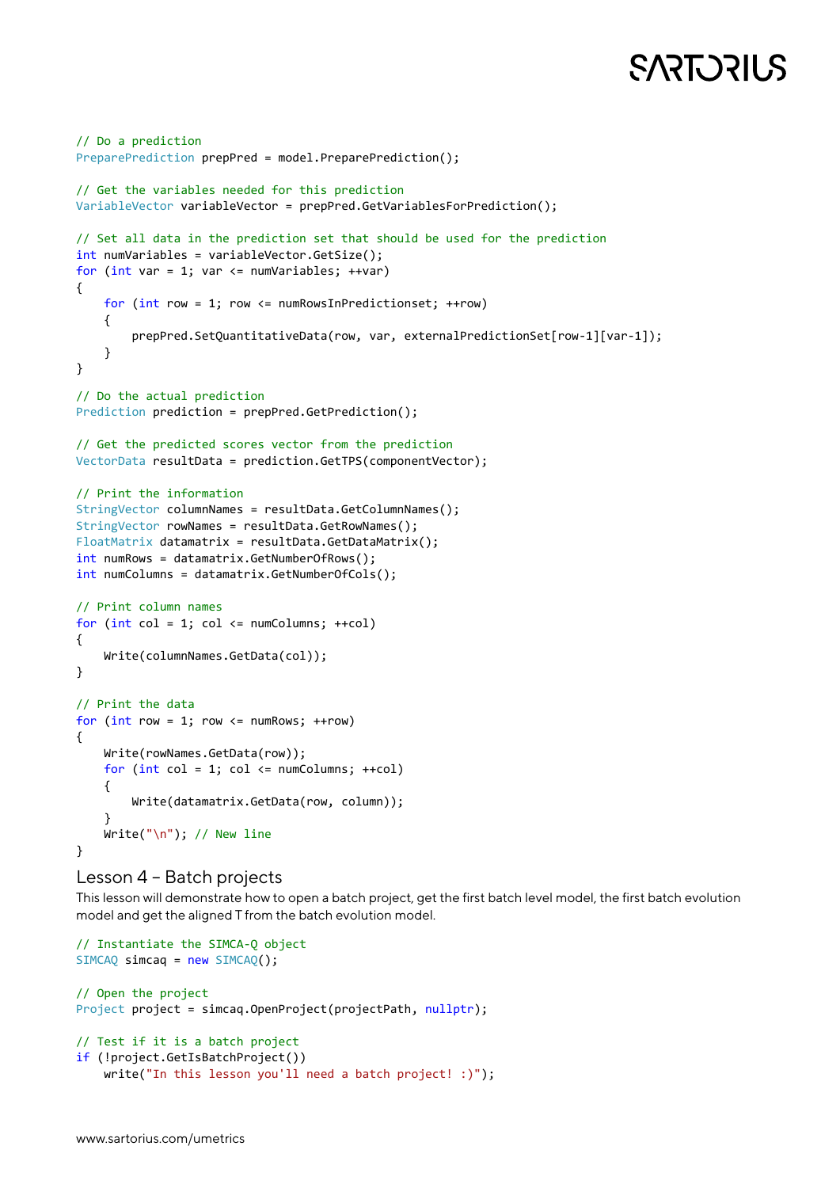```
// Do a prediction
PreparePrediction prepPred = model.PreparePrediction();

// Get the variables needed for this prediction
VariableVector variableVector = prepPred.GetVariablesForPrediction();

// Set all data in the prediction set that should be used for the prediction
int numVariables = variableVector.GetSize();
for (int var = 1; var <= numVariables; ++var)
{
    for (int row = 1; row <= numRowsInPredictionset; ++row)
    {
        prepPred.SetQuantitativeData(row, var, externalPredictionSet[row-1][var-1]);
    }
}

// Do the actual prediction
Prediction prediction = prepPred.GetPrediction();

// Get the predicted scores vector from the prediction
VectorData resultData = prediction.GetTPS(componentVector);

// Print the information
StringVector columnNames = resultData.GetColumnNames();
StringVector rowNames = resultData.GetRowNames();
FloatMatrix datamatrix = resultData.GetDataMatrix();
int numRows = datamatrix.GetNumberOfRows();
int numColumns = datamatrix.GetNumberOfCols();

// Print column names
for (int col = 1; col <= numColumns; ++col)
{
    Write(columnNames.GetData(col));
}

// Print the data
for (int row = 1; row <= numRows; ++row)
{
    Write(rowNames.GetData(row));
    for (int col = 1; col <= numColumns; ++col)
    {
        Write(datamatrix.GetData(row, column));
    }
    Write("\n"); // New line
}
```

## Lesson 4 – Batch projects

This lesson will demonstrate how to open a batch project, get the first batch level model, the first batch evolution model and get the aligned T from the batch evolution model.

```
// Instantiate the SIMCA-Q object
SIMCAQ simcaq = new SIMCAQ();

// Open the project
Project project = simcaq.OpenProject(projectPath, nullptr);

// Test if it is a batch project
if (!project.GetIsBatchProject())
    write("In this lesson you'll need a batch project! :)");
```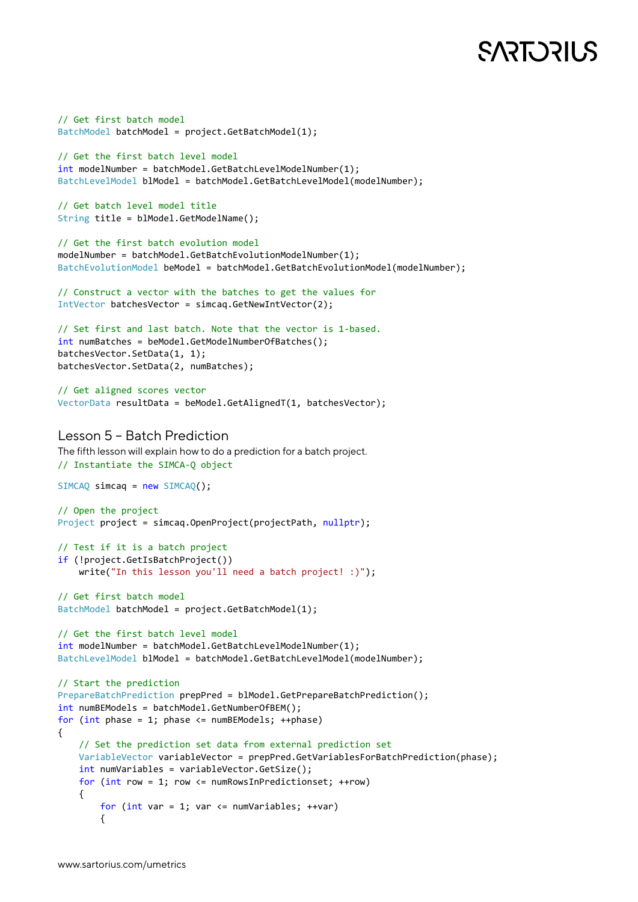```
// Get first batch model
BatchModel batchModel = project.GetBatchModel(1);

// Get the first batch level model
int modelNumber = batchModel.GetBatchLevelModelNumber(1);
BatchLevelModel blModel = batchModel.GetBatchLevelModel(modelNumber);

// Get batch level model title
String title = blModel.GetModelName();

// Get the first batch evolution model
modelNumber = batchModel.GetBatchEvolutionModelNumber(1);
BatchEvolutionModel beModel = batchModel.GetBatchEvolutionModel(modelNumber);

// Construct a vector with the batches to get the values for
IntVector batchesVector = simcaq.GetNewIntVector(2);

// Set first and last batch. Note that the vector is 1-based.
int numBatches = beModel.GetModelNumberOfBatches();
batchesVector.SetData(1, 1);
batchesVector.SetData(2, numBatches);

// Get aligned scores vector
VectorData resultData = beModel.GetAlignedT(1, batchesVector);
```

## Lesson 5 – Batch Prediction

The fifth lesson will explain how to do a prediction for a batch project.

```
// Instantiate the SIMCA-Q object

SIMCAQ simcaq = new SIMCAQ();

// Open the project
Project project = simcaq.OpenProject(projectPath, nullptr);

// Test if it is a batch project
if (!project.GetIsBatchProject())
    write("In this lesson you'll need a batch project! :)");

// Get first batch model
BatchModel batchModel = project.GetBatchModel(1);

// Get the first batch level model
int modelNumber = batchModel.GetBatchLevelModelNumber(1);
BatchLevelModel blModel = batchModel.GetBatchLevelModel(modelNumber);

// Start the prediction
PrepareBatchPrediction prepPred = blModel.GetPrepareBatchPrediction();
int numBEModels = batchModel.GetNumberOfBEM();
for (int phase = 1; phase <= numBEModels; ++phase)
{
    // Set the prediction set data from external prediction set
    VariableVector variableVector = prepPred.GetVariablesForBatchPrediction(phase);
    int numVariables = variableVector.GetSize();
    for (int row = 1; row <= numRowsInPredictionset; ++row)
    {
        for (int var = 1; var <= numVariables; ++var)
        {
```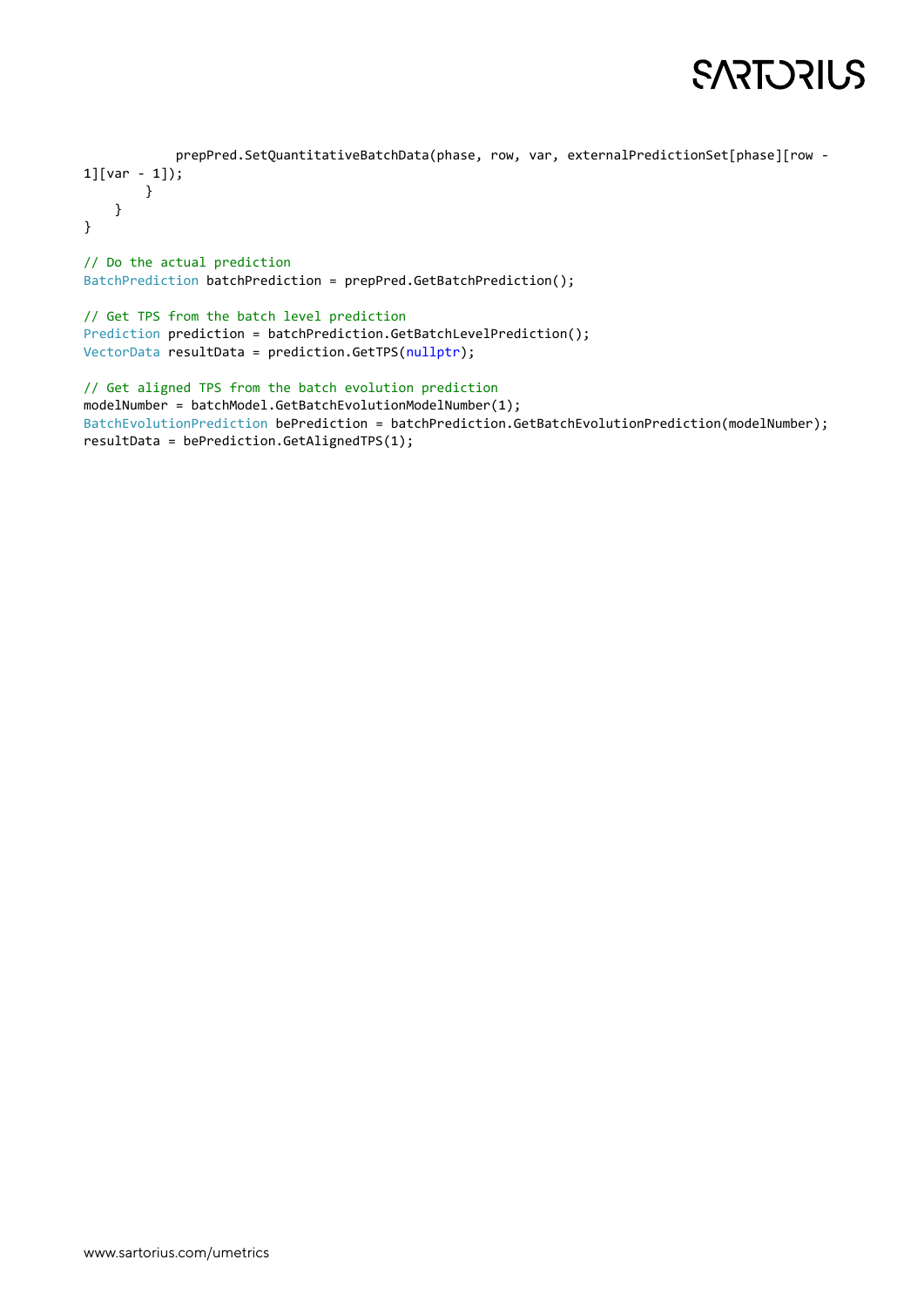```
            prepPred.SetQuantitativeBatchData(phase, row, var, externalPredictionSet[phase][row - 1][var - 1]);
        }
    }
}

// Do the actual prediction
BatchPrediction batchPrediction = prepPred.GetBatchPrediction();

// Get TPS from the batch level prediction
Prediction prediction = batchPrediction.GetBatchLevelPrediction();
VectorData resultData = prediction.GetTPS(nullptr);

// Get aligned TPS from the batch evolution prediction
modelNumber = batchModel.GetBatchEvolutionModelNumber(1);
BatchEvolutionPrediction bePrediction = batchPrediction.GetBatchEvolutionPrediction(modelNumber);
resultData = bePrediction.GetAlignedTPS(1);
```